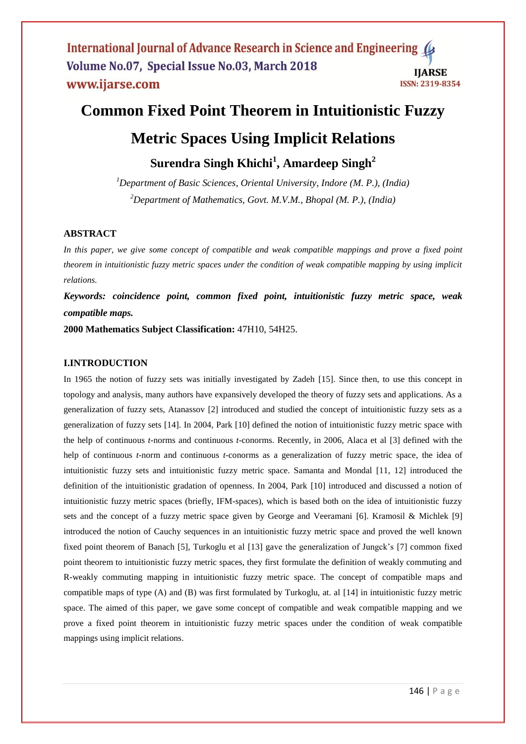# Common Fixed Point Theorem in Intuitionistic Fuzzy Metric Spaces Using Implicit Relations

**Surendra Singh Khichi[1], Amardeep Singh[2]**

*[1]Department of Basic Sciences, Oriental University, Indore (M. P.), (India)*
*[2]Department of Mathematics, Govt. M.V.M., Bhopal (M. P.), (India)*

## ABSTRACT

*In this paper, we give some concept of compatible and weak compatible mappings and prove a fixed point theorem in intuitionistic fuzzy metric spaces under the condition of weak compatible mapping by using implicit relations.*

***Keywords: coincidence point, common fixed point, intuitionistic fuzzy metric space, weak compatible maps.***

**2000 Mathematics Subject Classification:** 47H10, 54H25.

## I.INTRODUCTION

In 1965 the notion of fuzzy sets was initially investigated by Zadeh [15]. Since then, to use this concept in topology and analysis, many authors have expansively developed the theory of fuzzy sets and applications. As a generalization of fuzzy sets, Atanassov [2] introduced and studied the concept of intuitionistic fuzzy sets as a generalization of fuzzy sets [14]. In 2004, Park [10] defined the notion of intuitionistic fuzzy metric space with the help of continuous *t*-norms and continuous *t*-conorms. Recently, in 2006, Alaca et al [3] defined with the help of continuous *t*-norm and continuous *t*-conorms as a generalization of fuzzy metric space, the idea of intuitionistic fuzzy sets and intuitionistic fuzzy metric space. Samanta and Mondal [11, 12] introduced the definition of the intuitionistic gradation of openness. In 2004, Park [10] introduced and discussed a notion of intuitionistic fuzzy metric spaces (briefly, IFM-spaces), which is based both on the idea of intuitionistic fuzzy sets and the concept of a fuzzy metric space given by George and Veeramani [6]. Kramosil & Michlek [9] introduced the notion of Cauchy sequences in an intuitionistic fuzzy metric space and proved the well known fixed point theorem of Banach [5], Turkoglu et al [13] gave the generalization of Jungck's [7] common fixed point theorem to intuitionistic fuzzy metric spaces, they first formulate the definition of weakly commuting and R-weakly commuting mapping in intuitionistic fuzzy metric space. The concept of compatible maps and compatible maps of type (A) and (B) was first formulated by Turkoglu, at. al [14] in intuitionistic fuzzy metric space. The aimed of this paper, we gave some concept of compatible and weak compatible mapping and we prove a fixed point theorem in intuitionistic fuzzy metric spaces under the condition of weak compatible mappings using implicit relations.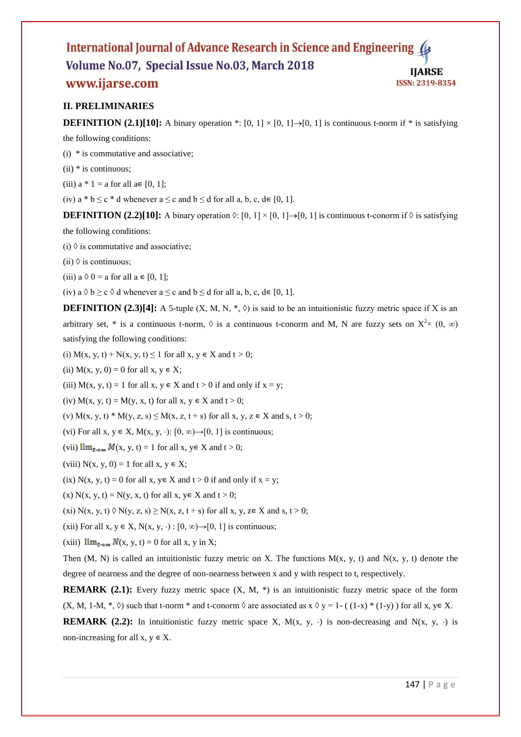## II. PRELIMINARIES

**DEFINITION (2.1)[10]:** A binary operation $*$: $[0, 1] \times [0, 1] \rightarrow [0, 1]$ is continuous t-norm if $*$ is satisfying the following conditions:

(i) $*$ is commutative and associative;

(ii) $*$ is continuous;

(iii) $a * 1 = a$ for all $a \in [0, 1]$;

(iv) $a * b \leq c * d$ whenever $a \leq c$ and $b \leq d$ for all $a, b, c, d \in [0, 1]$.

**DEFINITION (2.2)[10]:** A binary operation $\Diamond$: $[0, 1] \times [0, 1] \rightarrow [0, 1]$ is continuous t-conorm if $\Diamond$ is satisfying the following conditions:

(i) $\Diamond$ is commutative and associative;

(ii) $\Diamond$ is continuous;

(iii) $a \Diamond 0 = a$ for all $a \in [0, 1]$;

(iv) $a \Diamond b \geq c \Diamond d$ whenever $a \leq c$ and $b \leq d$ for all $a, b, c, d \in [0, 1]$.

**DEFINITION (2.3)[4]:** A 5-tuple $(X, M, N, *, \Diamond)$ is said to be an intuitionistic fuzzy metric space if X is an arbitrary set, $*$ is a continuous t-norm, $\Diamond$ is a continuous t-conorm and M, N are fuzzy sets on $X^2 \times (0, \infty)$ satisfying the following conditions:

(i) $M(x, y, t) + N(x, y, t) \leq 1$ for all $x, y \in X$ and $t > 0$;

(ii) $M(x, y, 0) = 0$ for all $x, y \in X$;

(iii) $M(x, y, t) = 1$ for all $x, y \in X$ and $t > 0$ if and only if $x = y$;

(iv) $M(x, y, t) = M(y, x, t)$ for all $x, y \in X$ and $t > 0$;

(v) $M(x, y, t) * M(y, z, s) \leq M(x, z, t + s)$ for all $x, y, z \in X$ and $s, t > 0$;

(vi) For all $x, y \in X$, $M(x, y, \cdot): [0, \infty) \rightarrow [0, 1]$ is continuous;

(vii) $\lim_{t\to\infty} M(x, y, t) = 1$ for all $x, y \in X$ and $t > 0$;

(viii) $N(x, y, 0) = 1$ for all $x, y \in X$;

(ix) $N(x, y, t) = 0$ for all $x, y \in X$ and $t > 0$ if and only if $x = y$;

(x) $N(x, y, t) = N(y, x, t)$ for all $x, y \in X$ and $t > 0$;

(xi) $N(x, y, t) \Diamond N(y, z, s) \geq N(x, z, t + s)$ for all $x, y, z \in X$ and $s, t > 0$;

(xii) For all $x, y \in X$, $N(x, y, \cdot) : [0, \infty) \rightarrow [0, 1]$ is continuous;

(xiii) $\lim_{t\to\infty} N(x, y, t) = 0$ for all x, y in X;

Then (M, N) is called an intuitionistic fuzzy metric on X. The functions $M(x, y, t)$ and $N(x, y, t)$ denote the degree of nearness and the degree of non-nearness between x and y with respect to t, respectively.

**REMARK (2.1):** Every fuzzy metric space $(X, M, *)$ is an intuitionistic fuzzy metric space of the form $(X, M, 1\text{-}M, *, \Diamond)$ such that t-norm $*$ and t-conorm $\Diamond$ are associated as $x \Diamond y = 1 - ((1-x) * (1-y))$ for all $x, y \in X$.

**REMARK (2.2):** In intuitionistic fuzzy metric space X, $M(x, y, \cdot)$ is non-decreasing and $N(x, y, \cdot)$ is non-increasing for all $x, y \in X$.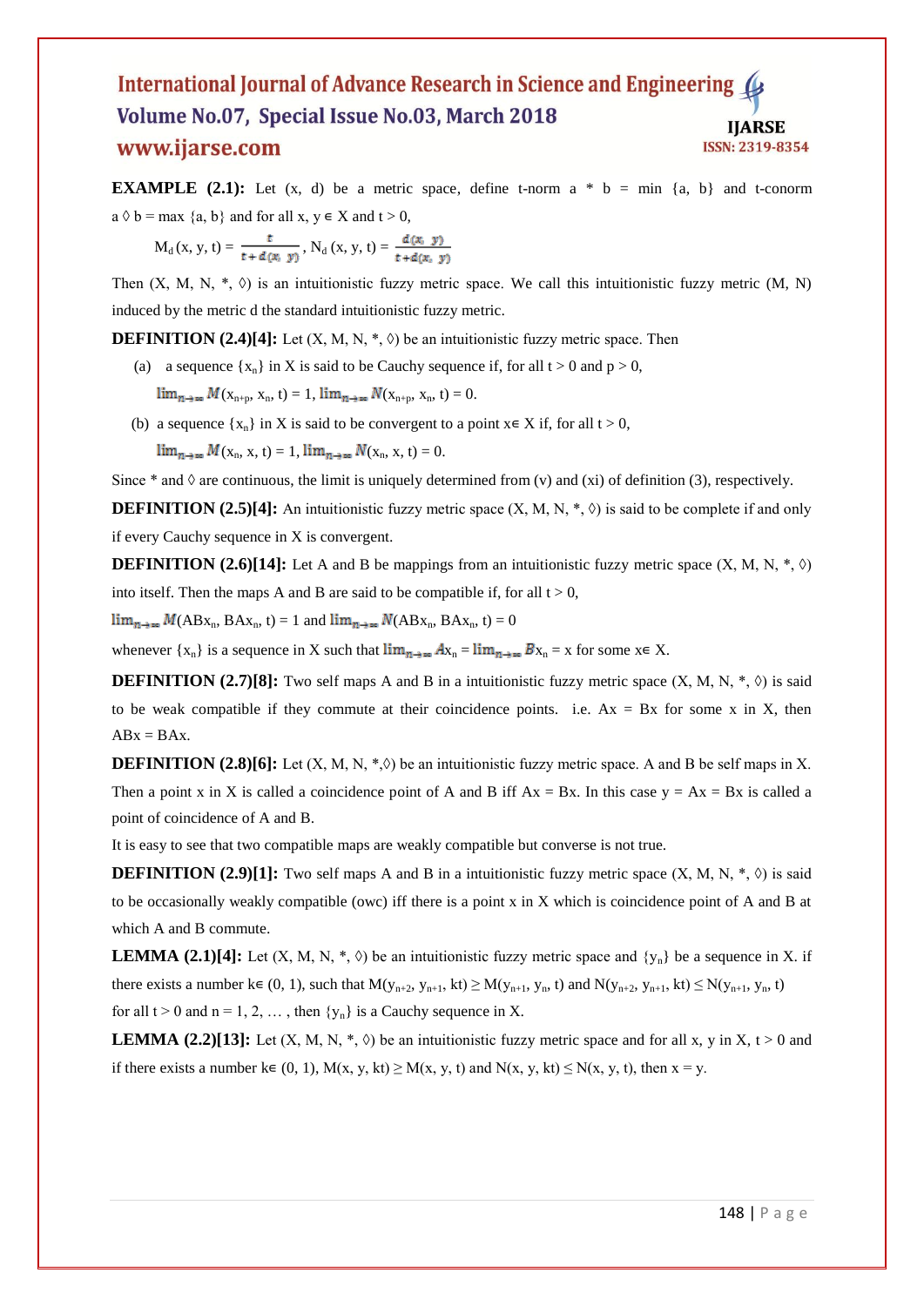**EXAMPLE (2.1):** Let (x, d) be a metric space, define t-norm a * b = min {a, b} and t-conorm a ◊ b = max {a, b} and for all x, y ∈ X and t > 0,

$$M_d(x, y, t) = \frac{t}{t + d(x, y)},\ N_d(x, y, t) = \frac{d(x, y)}{t + d(x, y)}$$

Then (X, M, N, *, ◊) is an intuitionistic fuzzy metric space. We call this intuitionistic fuzzy metric (M, N) induced by the metric d the standard intuitionistic fuzzy metric.

**DEFINITION (2.4)[4]:** Let (X, M, N, *, ◊) be an intuitionistic fuzzy metric space. Then

(a) a sequence $\{x_n\}$ in X is said to be Cauchy sequence if, for all t > 0 and p > 0,

$\lim_{n\to\infty} M(x_{n+p}, x_n, t) = 1$, $\lim_{n\to\infty} N(x_{n+p}, x_n, t) = 0$.

(b) a sequence $\{x_n\}$ in X is said to be convergent to a point x∈ X if, for all t > 0,

$\lim_{n\to\infty} M(x_n, x, t) = 1$, $\lim_{n\to\infty} N(x_n, x, t) = 0$.

Since * and ◊ are continuous, the limit is uniquely determined from (v) and (xi) of definition (3), respectively.

**DEFINITION (2.5)[4]:** An intuitionistic fuzzy metric space (X, M, N, *, ◊) is said to be complete if and only if every Cauchy sequence in X is convergent.

**DEFINITION (2.6)[14]:** Let A and B be mappings from an intuitionistic fuzzy metric space (X, M, N, *, ◊) into itself. Then the maps A and B are said to be compatible if, for all t > 0,

$\lim_{n\to\infty} M(ABx_n, BAx_n, t) = 1$ and $\lim_{n\to\infty} N(ABx_n, BAx_n, t) = 0$

whenever $\{x_n\}$ is a sequence in X such that $\lim_{n\to\infty} Ax_n = \lim_{n\to\infty} Bx_n = x$ for some x∈ X.

**DEFINITION (2.7)[8]:** Two self maps A and B in a intuitionistic fuzzy metric space (X, M, N, *, ◊) is said to be weak compatible if they commute at their coincidence points. i.e. Ax = Bx for some x in X, then ABx = BAx.

**DEFINITION (2.8)[6]:** Let (X, M, N, *,◊) be an intuitionistic fuzzy metric space. A and B be self maps in X. Then a point x in X is called a coincidence point of A and B iff Ax = Bx. In this case y = Ax = Bx is called a point of coincidence of A and B.

It is easy to see that two compatible maps are weakly compatible but converse is not true.

**DEFINITION (2.9)[1]:** Two self maps A and B in a intuitionistic fuzzy metric space (X, M, N, *, ◊) is said to be occasionally weakly compatible (owc) iff there is a point x in X which is coincidence point of A and B at which A and B commute.

**LEMMA (2.1)[4]:** Let (X, M, N, *, ◊) be an intuitionistic fuzzy metric space and $\{y_n\}$ be a sequence in X. if there exists a number k∈ (0, 1), such that $M(y_{n+2}, y_{n+1}, kt) \geq M(y_{n+1}, y_n, t)$ and $N(y_{n+2}, y_{n+1}, kt) \leq N(y_{n+1}, y_n, t)$ for all t > 0 and n = 1, 2, … , then $\{y_n\}$ is a Cauchy sequence in X.

**LEMMA (2.2)[13]:** Let (X, M, N, *, ◊) be an intuitionistic fuzzy metric space and for all x, y in X, t > 0 and if there exists a number k∈ (0, 1), $M(x, y, kt) \geq M(x, y, t)$ and $N(x, y, kt) \leq N(x, y, t)$, then x = y.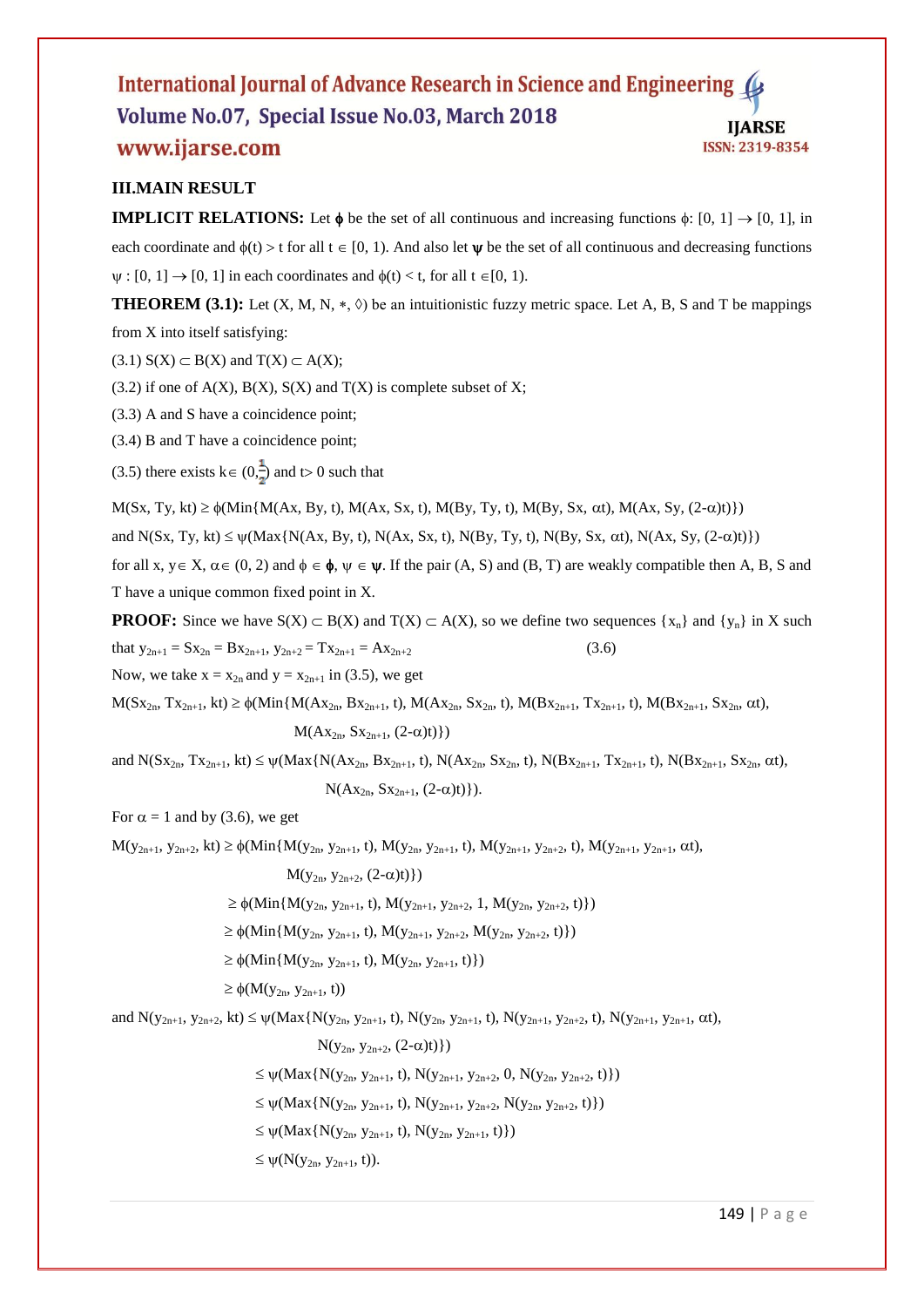## III.MAIN RESULT

**IMPLICIT RELATIONS:** Let $\boldsymbol{\phi}$ be the set of all continuous and increasing functions $\phi$: $[0, 1] \rightarrow [0, 1]$, in each coordinate and $\phi(t) > t$ for all $t \in [0, 1)$. And also let $\boldsymbol{\psi}$ be the set of all continuous and decreasing functions $\psi : [0, 1] \rightarrow [0, 1]$ in each coordinates and $\phi(t) < t$, for all $t \in [0, 1)$.

**THEOREM (3.1):** Let $(X, M, N, *, \Diamond)$ be an intuitionistic fuzzy metric space. Let A, B, S and T be mappings from X into itself satisfying:

(3.1) $S(X) \subset B(X)$ and $T(X) \subset A(X)$;

(3.2) if one of A(X), B(X), S(X) and T(X) is complete subset of X;

(3.3) A and S have a coincidence point;

(3.4) B and T have a coincidence point;

(3.5) there exists $k \in (0, \frac{1}{2})$ and $t > 0$ such that

$$M(Sx, Ty, kt) \geq \phi(\text{Min}\{M(Ax, By, t), M(Ax, Sx, t), M(By, Ty, t), M(By, Sx, \alpha t), M(Ax, Sy, (2\text{-}\alpha)t)\})$$

and $N(Sx, Ty, kt) \leq \psi(\text{Max}\{N(Ax, By, t), N(Ax, Sx, t), N(By, Ty, t), N(By, Sx, \alpha t), N(Ax, Sy, (2\text{-}\alpha)t)\})$

for all $x, y \in X$, $\alpha \in (0, 2)$ and $\phi \in \boldsymbol{\phi}$, $\psi \in \boldsymbol{\psi}$. If the pair (A, S) and (B, T) are weakly compatible then A, B, S and T have a unique common fixed point in X.

**PROOF:** Since we have $S(X) \subset B(X)$ and $T(X) \subset A(X)$, so we define two sequences $\{x_n\}$ and $\{y_n\}$ in X such that $y_{2n+1} = Sx_{2n} = Bx_{2n+1}$, $y_{2n+2} = Tx_{2n+1} = Ax_{2n+2}$ (3.6)

Now, we take $x = x_{2n}$ and $y = x_{2n+1}$ in (3.5), we get

$$M(Sx_{2n}, Tx_{2n+1}, kt) \geq \phi(\text{Min}\{M(Ax_{2n}, Bx_{2n+1}, t), M(Ax_{2n}, Sx_{2n}, t), M(Bx_{2n+1}, Tx_{2n+1}, t), M(Bx_{2n+1}, Sx_{2n}, \alpha t), M(Ax_{2n}, Sx_{2n+1}, (2\text{-}\alpha)t)\})$$

and $$N(Sx_{2n}, Tx_{2n+1}, kt) \leq \psi(\text{Max}\{N(Ax_{2n}, Bx_{2n+1}, t), N(Ax_{2n}, Sx_{2n}, t), N(Bx_{2n+1}, Tx_{2n+1}, t), N(Bx_{2n+1}, Sx_{2n}, \alpha t), N(Ax_{2n}, Sx_{2n+1}, (2\text{-}\alpha)t)\}).$$

For $\alpha = 1$ and by (3.6), we get

$$\begin{aligned}
M(y_{2n+1}, y_{2n+2}, kt) &\geq \phi(\text{Min}\{M(y_{2n}, y_{2n+1}, t), M(y_{2n}, y_{2n+1}, t), M(y_{2n+1}, y_{2n+2}, t), M(y_{2n+1}, y_{2n+1}, \alpha t), M(y_{2n}, y_{2n+2}, (2\text{-}\alpha)t)\}) \\
&\geq \phi(\text{Min}\{M(y_{2n}, y_{2n+1}, t), M(y_{2n+1}, y_{2n+2}, 1, M(y_{2n}, y_{2n+2}, t)\}) \\
&\geq \phi(\text{Min}\{M(y_{2n}, y_{2n+1}, t), M(y_{2n+1}, y_{2n+2}, M(y_{2n}, y_{2n+2}, t)\}) \\
&\geq \phi(\text{Min}\{M(y_{2n}, y_{2n+1}, t), M(y_{2n}, y_{2n+1}, t)\}) \\
&\geq \phi(M(y_{2n}, y_{2n+1}, t))
\end{aligned}$$

and
$$\begin{aligned}
N(y_{2n+1}, y_{2n+2}, kt) &\leq \psi(\text{Max}\{N(y_{2n}, y_{2n+1}, t), N(y_{2n}, y_{2n+1}, t), N(y_{2n+1}, y_{2n+2}, t), N(y_{2n+1}, y_{2n+1}, \alpha t), N(y_{2n}, y_{2n+2}, (2\text{-}\alpha)t)\}) \\
&\leq \psi(\text{Max}\{N(y_{2n}, y_{2n+1}, t), N(y_{2n+1}, y_{2n+2}, 0, N(y_{2n}, y_{2n+2}, t)\}) \\
&\leq \psi(\text{Max}\{N(y_{2n}, y_{2n+1}, t), N(y_{2n+1}, y_{2n+2}, N(y_{2n}, y_{2n+2}, t)\}) \\
&\leq \psi(\text{Max}\{N(y_{2n}, y_{2n+1}, t), N(y_{2n}, y_{2n+1}, t)\}) \\
&\leq \psi(N(y_{2n}, y_{2n+1}, t)).
\end{aligned}$$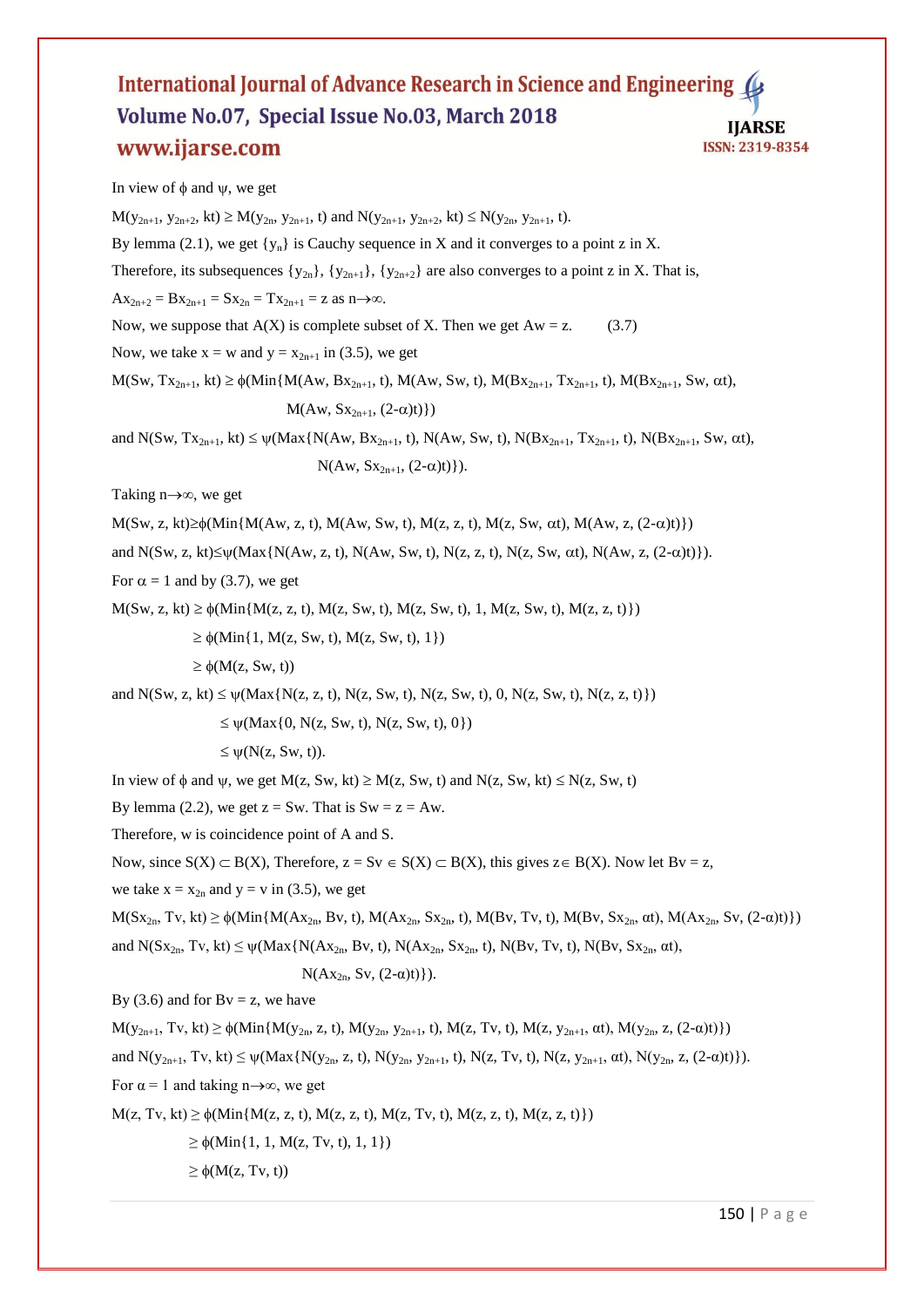In view of $\phi$ and $\psi$, we get

$M(y_{2n+1}, y_{2n+2}, kt) \geq M(y_{2n}, y_{2n+1}, t)$ and $N(y_{2n+1}, y_{2n+2}, kt) \leq N(y_{2n}, y_{2n+1}, t)$.

By lemma (2.1), we get $\{y_n\}$ is Cauchy sequence in X and it converges to a point z in X.

Therefore, its subsequences $\{y_{2n}\}$, $\{y_{2n+1}\}$, $\{y_{2n+2}\}$ are also converges to a point z in X. That is,

$Ax_{2n+2} = Bx_{2n+1} = Sx_{2n} = Tx_{2n+1} = z$ as $n \to \infty$.

Now, we suppose that A(X) is complete subset of X. Then we get $Aw = z$. (3.7)

Now, we take $x = w$ and $y = x_{2n+1}$ in (3.5), we get

$$M(Sw, Tx_{2n+1}, kt) \geq \phi(\text{Min}\{M(Aw, Bx_{2n+1}, t), M(Aw, Sw, t), M(Bx_{2n+1}, Tx_{2n+1}, t), M(Bx_{2n+1}, Sw, \alpha t), M(Aw, Sx_{2n+1}, (2-\alpha)t)\})$$

and $$N(Sw, Tx_{2n+1}, kt) \leq \psi(\text{Max}\{N(Aw, Bx_{2n+1}, t), N(Aw, Sw, t), N(Bx_{2n+1}, Tx_{2n+1}, t), N(Bx_{2n+1}, Sw, \alpha t), N(Aw, Sx_{2n+1}, (2-\alpha)t)\}).$$

Taking $n \to \infty$, we get

$$M(Sw, z, kt) \geq \phi(\text{Min}\{M(Aw, z, t), M(Aw, Sw, t), M(z, z, t), M(z, Sw, \alpha t), M(Aw, z, (2-\alpha)t)\})$$

and $$N(Sw, z, kt) \leq \psi(\text{Max}\{N(Aw, z, t), N(Aw, Sw, t), N(z, z, t), N(z, Sw, \alpha t), N(Aw, z, (2-\alpha)t)\}).$$

For $\alpha = 1$ and by (3.7), we get

$$\begin{aligned} M(Sw, z, kt) &\geq \phi(\text{Min}\{M(z, z, t), M(z, Sw, t), M(z, Sw, t), 1, M(z, Sw, t), M(z, z, t)\}) \\ &\geq \phi(\text{Min}\{1, M(z, Sw, t), M(z, Sw, t), 1\}) \\ &\geq \phi(M(z, Sw, t)) \end{aligned}$$

and $$\begin{aligned} N(Sw, z, kt) &\leq \psi(\text{Max}\{N(z, z, t), N(z, Sw, t), N(z, Sw, t), 0, N(z, Sw, t), N(z, z, t)\}) \\ &\leq \psi(\text{Max}\{0, N(z, Sw, t), N(z, Sw, t), 0\}) \\ &\leq \psi(N(z, Sw, t)). \end{aligned}$$

In view of $\phi$ and $\psi$, we get $M(z, Sw, kt) \geq M(z, Sw, t)$ and $N(z, Sw, kt) \leq N(z, Sw, t)$

By lemma (2.2), we get $z = Sw$. That is $Sw = z = Aw$.

Therefore, w is coincidence point of A and S.

Now, since $S(X) \subset B(X)$, Therefore, $z = Sv \in S(X) \subset B(X)$, this gives $z \in B(X)$. Now let $Bv = z$,

we take $x = x_{2n}$ and $y = v$ in (3.5), we get

$$M(Sx_{2n}, Tv, kt) \geq \phi(\text{Min}\{M(Ax_{2n}, Bv, t), M(Ax_{2n}, Sx_{2n}, t), M(Bv, Tv, t), M(Bv, Sx_{2n}, \alpha t), M(Ax_{2n}, Sv, (2-\alpha)t)\})$$

and $$N(Sx_{2n}, Tv, kt) \leq \psi(\text{Max}\{N(Ax_{2n}, Bv, t), N(Ax_{2n}, Sx_{2n}, t), N(Bv, Tv, t), N(Bv, Sx_{2n}, \alpha t), N(Ax_{2n}, Sv, (2-\alpha)t)\}).$$

By (3.6) and for $Bv = z$, we have

$$M(y_{2n+1}, Tv, kt) \geq \phi(\text{Min}\{M(y_{2n}, z, t), M(y_{2n}, y_{2n+1}, t), M(z, Tv, t), M(z, y_{2n+1}, \alpha t), M(y_{2n}, z, (2-\alpha)t)\})$$

and $$N(y_{2n+1}, Tv, kt) \leq \psi(\text{Max}\{N(y_{2n}, z, t), N(y_{2n}, y_{2n+1}, t), N(z, Tv, t), N(z, y_{2n+1}, \alpha t), N(y_{2n}, z, (2-\alpha)t)\}).$$

For $\alpha = 1$ and taking $n \to \infty$, we get

$$\begin{aligned} M(z, Tv, kt) &\geq \phi(\text{Min}\{M(z, z, t), M(z, z, t), M(z, Tv, t), M(z, z, t), M(z, z, t)\}) \\ &\geq \phi(\text{Min}\{1, 1, M(z, Tv, t), 1, 1\}) \\ &\geq \phi(M(z, Tv, t)) \end{aligned}$$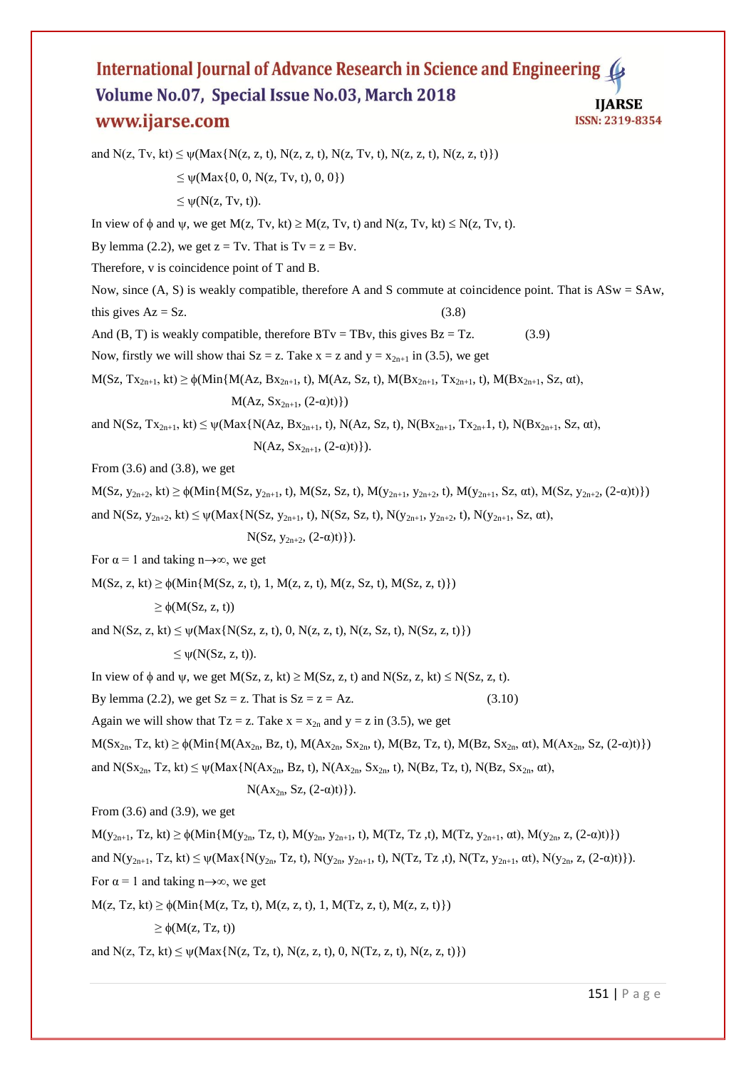and $N(z, Tv, kt) \leq \psi(\text{Max}\{N(z, z, t), N(z, z, t), N(z, Tv, t), N(z, z, t), N(z, z, t)\})$

$\leq \psi(\text{Max}\{0, 0, N(z, Tv, t), 0, 0\})$

$\leq \psi(N(z, Tv, t))$.

In view of $\phi$ and $\psi$, we get $M(z, Tv, kt) \geq M(z, Tv, t)$ and $N(z, Tv, kt) \leq N(z, Tv, t)$.

By lemma (2.2), we get $z = Tv$. That is $Tv = z = Bv$.

Therefore, v is coincidence point of T and B.

Now, since (A, S) is weakly compatible, therefore A and S commute at coincidence point. That is $ASw = SAw$, this gives $Az = Sz$. (3.8)

And (B, T) is weakly compatible, therefore $BTv = TBv$, this gives $Bz = Tz$. (3.9)

Now, firstly we will show thai $Sz = z$. Take $x = z$ and $y = x_{2n+1}$ in (3.5), we get

$M(Sz, Tx_{2n+1}, kt) \geq \phi(\text{Min}\{M(Az, Bx_{2n+1}, t), M(Az, Sz, t), M(Bx_{2n+1}, Tx_{2n+1}, t), M(Bx_{2n+1}, Sz, \alpha t),$
$M(Az, Sx_{2n+1}, (2\text{-}\alpha)t)\})$

and $N(Sz, Tx_{2n+1}, kt) \leq \psi(\text{Max}\{N(Az, Bx_{2n+1}, t), N(Az, Sz, t), N(Bx_{2n+1}, Tx_{2n+}1, t), N(Bx_{2n+1}, Sz, \alpha t),$
$N(Az, Sx_{2n+1}, (2\text{-}\alpha)t)\})$.

From (3.6) and (3.8), we get

$M(Sz, y_{2n+2}, kt) \geq \phi(\text{Min}\{M(Sz, y_{2n+1}, t), M(Sz, Sz, t), M(y_{2n+1}, y_{2n+2}, t), M(y_{2n+1}, Sz, \alpha t), M(Sz, y_{2n+2}, (2\text{-}\alpha)t)\})$

and $N(Sz, y_{2n+2}, kt) \leq \psi(\text{Max}\{N(Sz, y_{2n+1}, t), N(Sz, Sz, t), N(y_{2n+1}, y_{2n+2}, t), N(y_{2n+1}, Sz, \alpha t),$
$N(Sz, y_{2n+2}, (2\text{-}\alpha)t)\})$.

For $\alpha = 1$ and taking $n \to \infty$, we get

$M(Sz, z, kt) \geq \phi(\text{Min}\{M(Sz, z, t), 1, M(z, z, t), M(z, Sz, t), M(Sz, z, t)\})$

$\geq \phi(M(Sz, z, t))$

and $N(Sz, z, kt) \leq \psi(\text{Max}\{N(Sz, z, t), 0, N(z, z, t), N(z, Sz, t), N(Sz, z, t)\})$

$\leq \psi(N(Sz, z, t))$.

In view of $\phi$ and $\psi$, we get $M(Sz, z, kt) \geq M(Sz, z, t)$ and $N(Sz, z, kt) \leq N(Sz, z, t)$.

By lemma (2.2), we get $Sz = z$. That is $Sz = z = Az$. (3.10)

Again we will show that $Tz = z$. Take $x = x_{2n}$ and $y = z$ in (3.5), we get

$M(Sx_{2n}, Tz, kt) \geq \phi(\text{Min}\{M(Ax_{2n}, Bz, t), M(Ax_{2n}, Sx_{2n}, t), M(Bz, Tz, t), M(Bz, Sx_{2n}, \alpha t), M(Ax_{2n}, Sz, (2\text{-}\alpha)t)\})$

and $N(Sx_{2n}, Tz, kt) \leq \psi(\text{Max}\{N(Ax_{2n}, Bz, t), N(Ax_{2n}, Sx_{2n}, t), N(Bz, Tz, t), N(Bz, Sx_{2n}, \alpha t),$
$N(Ax_{2n}, Sz, (2\text{-}\alpha)t)\})$.

From (3.6) and (3.9), we get

$M(y_{2n+1}, Tz, kt) \geq \phi(\text{Min}\{M(y_{2n}, Tz, t), M(y_{2n}, y_{2n+1}, t), M(Tz, Tz ,t), M(Tz, y_{2n+1}, \alpha t), M(y_{2n}, z, (2\text{-}\alpha)t)\})$

and $N(y_{2n+1}, Tz, kt) \leq \psi(\text{Max}\{N(y_{2n}, Tz, t), N(y_{2n}, y_{2n+1}, t), N(Tz, Tz ,t), N(Tz, y_{2n+1}, \alpha t), N(y_{2n}, z, (2\text{-}\alpha)t)\})$.

For $\alpha = 1$ and taking $n \to \infty$, we get

$M(z, Tz, kt) \geq \phi(\text{Min}\{M(z, Tz, t), M(z, z, t), 1, M(Tz, z, t), M(z, z, t)\})$

$\geq \phi(M(z, Tz, t))$

and $N(z, Tz, kt) \leq \psi(\text{Max}\{N(z, Tz, t), N(z, z, t), 0, N(Tz, z, t), N(z, z, t)\})$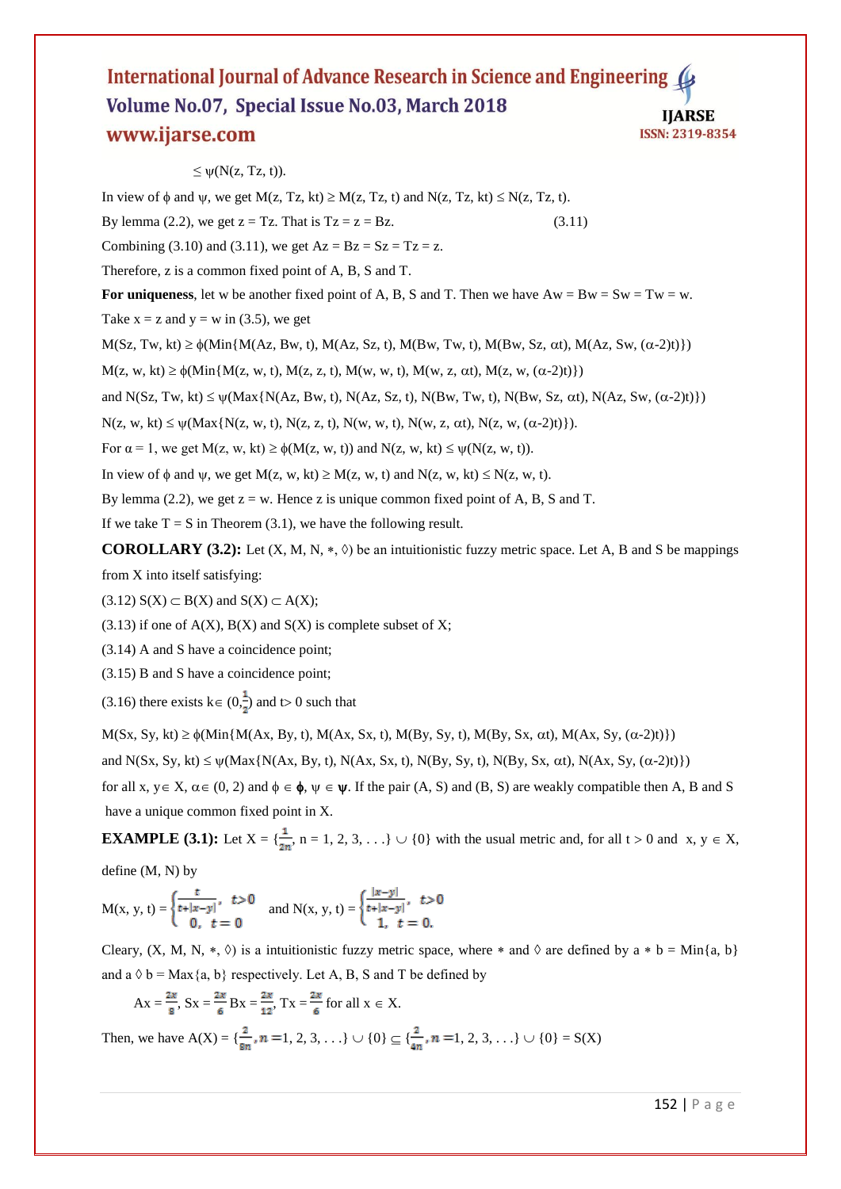$\leq \psi(N(z, Tz, t))$.

In view of $\phi$ and $\psi$, we get $M(z, Tz, kt) \geq M(z, Tz, t)$ and $N(z, Tz, kt) \leq N(z, Tz, t)$.

By lemma (2.2), we get $z = Tz$. That is $Tz = z = Bz$. (3.11)

Combining (3.10) and (3.11), we get $Az = Bz = Sz = Tz = z$.

Therefore, z is a common fixed point of A, B, S and T.

**For uniqueness**, let w be another fixed point of A, B, S and T. Then we have $Aw = Bw = Sw = Tw = w$.

Take $x = z$ and $y = w$ in (3.5), we get

$M(Sz, Tw, kt) \geq \phi(\text{Min}\{M(Az, Bw, t), M(Az, Sz, t), M(Bw, Tw, t), M(Bw, Sz, \alpha t), M(Az, Sw, (\alpha\text{-}2)t)\})$

$M(z, w, kt) \geq \phi(\text{Min}\{M(z, w, t), M(z, z, t), M(w, w, t), M(w, z, \alpha t), M(z, w, (\alpha\text{-}2)t)\})$

and $N(Sz, Tw, kt) \leq \psi(\text{Max}\{N(Az, Bw, t), N(Az, Sz, t), N(Bw, Tw, t), N(Bw, Sz, \alpha t), N(Az, Sw, (\alpha\text{-}2)t)\})$

$N(z, w, kt) \leq \psi(\text{Max}\{N(z, w, t), N(z, z, t), N(w, w, t), N(w, z, \alpha t), N(z, w, (\alpha\text{-}2)t)\})$.

For $\alpha = 1$, we get $M(z, w, kt) \geq \phi(M(z, w, t))$ and $N(z, w, kt) \leq \psi(N(z, w, t))$.

In view of $\phi$ and $\psi$, we get $M(z, w, kt) \geq M(z, w, t)$ and $N(z, w, kt) \leq N(z, w, t)$.

By lemma (2.2), we get $z = w$. Hence z is unique common fixed point of A, B, S and T.

If we take $T = S$ in Theorem (3.1), we have the following result.

**COROLLARY (3.2):** Let $(X, M, N, *, \lozenge)$ be an intuitionistic fuzzy metric space. Let A, B and S be mappings from X into itself satisfying:

(3.12) $S(X) \subset B(X)$ and $S(X) \subset A(X)$;

(3.13) if one of $A(X)$, $B(X)$ and $S(X)$ is complete subset of X;

(3.14) A and S have a coincidence point;

(3.15) B and S have a coincidence point;

(3.16) there exists $k \in (0,\frac{1}{2})$ and $t > 0$ such that

$M(Sx, Sy, kt) \geq \phi(\text{Min}\{M(Ax, By, t), M(Ax, Sx, t), M(By, Sy, t), M(By, Sx, \alpha t), M(Ax, Sy, (\alpha\text{-}2)t)\})$

and $N(Sx, Sy, kt) \leq \psi(\text{Max}\{N(Ax, By, t), N(Ax, Sx, t), N(By, Sy, t), N(By, Sx, \alpha t), N(Ax, Sy, (\alpha\text{-}2)t)\})$

for all $x, y \in X$, $\alpha \in (0, 2)$ and $\phi \in \boldsymbol{\phi}$, $\psi \in \boldsymbol{\psi}$. If the pair (A, S) and (B, S) are weakly compatible then A, B and S have a unique common fixed point in X.

**EXAMPLE (3.1):** Let $X = \{\frac{1}{2n}, n = 1, 2, 3, \ldots\} \cup \{0\}$ with the usual metric and, for all $t > 0$ and $x, y \in X$, define (M, N) by

$$M(x, y, t) = \begin{cases} \frac{t}{t+|x-y|}, & t>0 \\ 0, & t=0 \end{cases} \quad \text{and } N(x, y, t) = \begin{cases} \frac{|x-y|}{t+|x-y|}, & t>0 \\ 1, & t=0. \end{cases}$$

Cleary, $(X, M, N, *, \lozenge)$ is a intuitionistic fuzzy metric space, where $*$ and $\lozenge$ are defined by $a * b = \text{Min}\{a, b\}$ and $a \lozenge b = \text{Max}\{a, b\}$ respectively. Let A, B, S and T be defined by

$Ax = \frac{2x}{8}$, $Sx = \frac{2x}{6}$ $Bx = \frac{2x}{12}$, $Tx = \frac{2x}{6}$ for all $x \in X$.

Then, we have $A(X) = \{\frac{2}{8n}, n = 1, 2, 3, \ldots\} \cup \{0\} \subseteq \{\frac{2}{4n}, n = 1, 2, 3, \ldots\} \cup \{0\} = S(X)$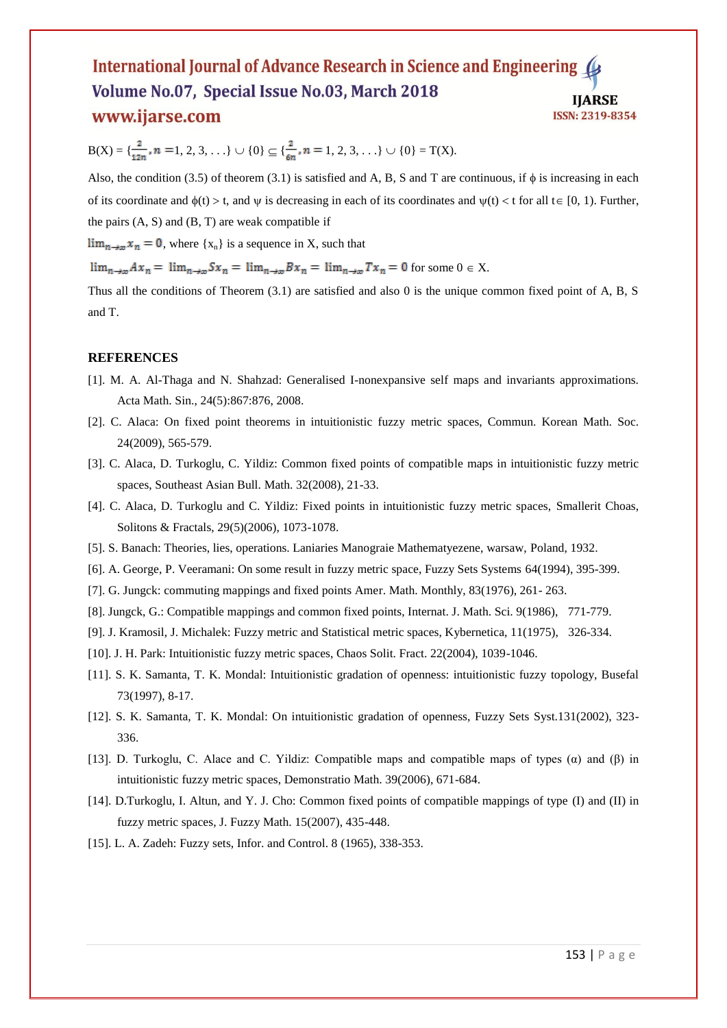$B(X) = \{\frac{2}{12n}, n = 1, 2, 3, \ldots\} \cup \{0\} \subseteq \{\frac{2}{6n}, n = 1, 2, 3, \ldots\} \cup \{0\} = T(X)$.

Also, the condition (3.5) of theorem (3.1) is satisfied and A, B, S and T are continuous, if $\phi$ is increasing in each of its coordinate and $\phi(t) > t$, and $\psi$ is decreasing in each of its coordinates and $\psi(t) < t$ for all $t \in [0, 1)$. Further, the pairs (A, S) and (B, T) are weak compatible if

$\lim_{n\to\infty} x_n = 0$, where $\{x_n\}$ is a sequence in X, such that

$\lim_{n\to\infty} Ax_n = \lim_{n\to\infty} Sx_n = \lim_{n\to\infty} Bx_n = \lim_{n\to\infty} Tx_n = 0$ for some $0 \in X$.

Thus all the conditions of Theorem (3.1) are satisfied and also 0 is the unique common fixed point of A, B, S and T.

## REFERENCES

[1]. M. A. Al-Thaga and N. Shahzad: Generalised I-nonexpansive self maps and invariants approximations. Acta Math. Sin., 24(5):867:876, 2008.

[2]. C. Alaca: On fixed point theorems in intuitionistic fuzzy metric spaces, Commun. Korean Math. Soc. 24(2009), 565-579.

[3]. C. Alaca, D. Turkoglu, C. Yildiz: Common fixed points of compatible maps in intuitionistic fuzzy metric spaces, Southeast Asian Bull. Math. 32(2008), 21-33.

[4]. C. Alaca, D. Turkoglu and C. Yildiz: Fixed points in intuitionistic fuzzy metric spaces, Smallerit Choas, Solitons & Fractals, 29(5)(2006), 1073-1078.

[5]. S. Banach: Theories, lies, operations. Laniaries Manograie Mathematyezene, warsaw, Poland, 1932.

[6]. A. George, P. Veeramani: On some result in fuzzy metric space, Fuzzy Sets Systems 64(1994), 395-399.

[7]. G. Jungck: commuting mappings and fixed points Amer. Math. Monthly, 83(1976), 261- 263.

[8]. Jungck, G.: Compatible mappings and common fixed points, Internat. J. Math. Sci. 9(1986), 771-779.

[9]. J. Kramosil, J. Michalek: Fuzzy metric and Statistical metric spaces, Kybernetica, 11(1975), 326-334.

[10]. J. H. Park: Intuitionistic fuzzy metric spaces, Chaos Solit. Fract. 22(2004), 1039-1046.

[11]. S. K. Samanta, T. K. Mondal: Intuitionistic gradation of openness: intuitionistic fuzzy topology, Busefal 73(1997), 8-17.

[12]. S. K. Samanta, T. K. Mondal: On intuitionistic gradation of openness, Fuzzy Sets Syst.131(2002), 323-336.

[13]. D. Turkoglu, C. Alace and C. Yildiz: Compatible maps and compatible maps of types ($\alpha$) and ($\beta$) in intuitionistic fuzzy metric spaces, Demonstratio Math. 39(2006), 671-684.

[14]. D.Turkoglu, I. Altun, and Y. J. Cho: Common fixed points of compatible mappings of type (I) and (II) in fuzzy metric spaces, J. Fuzzy Math. 15(2007), 435-448.

[15]. L. A. Zadeh: Fuzzy sets, Infor. and Control. 8 (1965), 338-353.